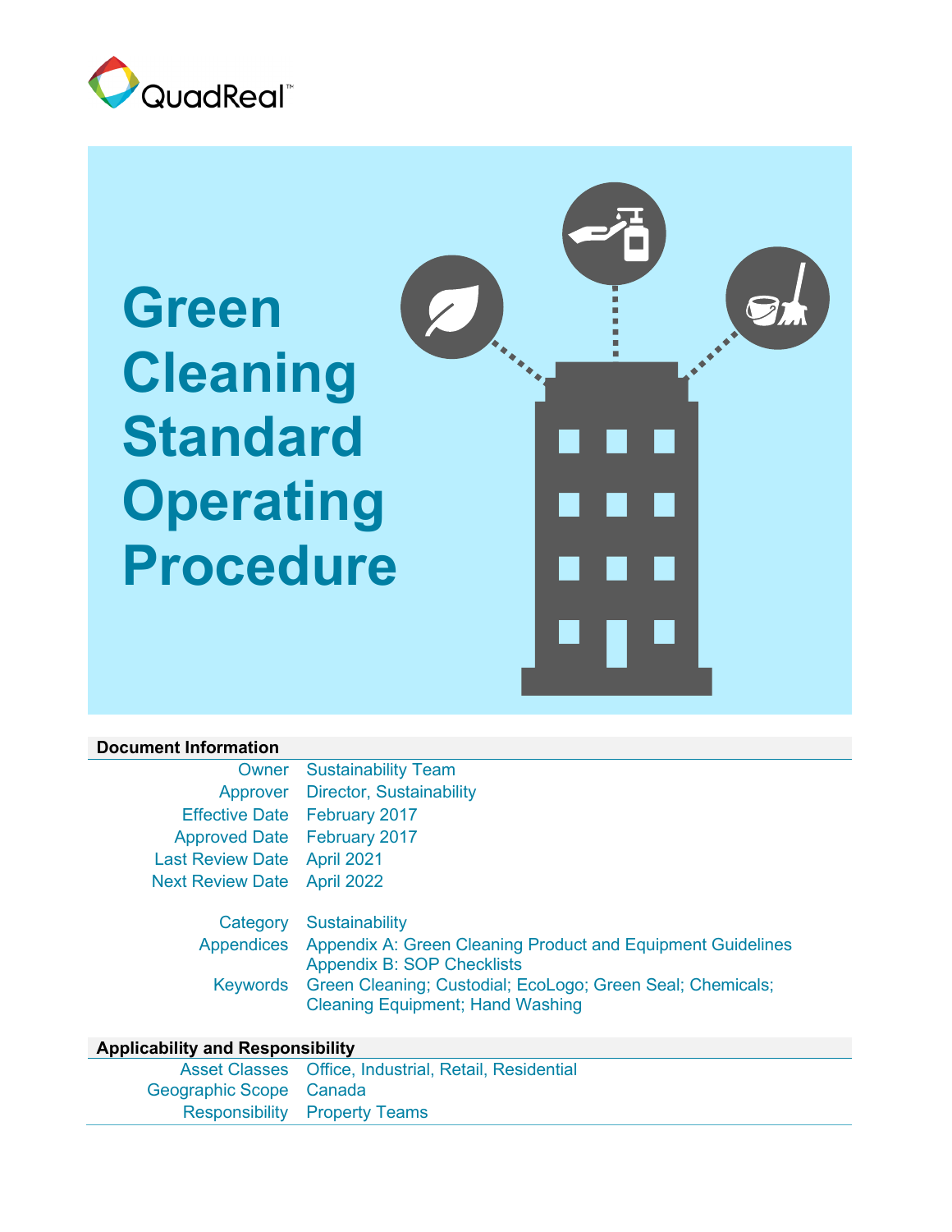QuadReal™

# Green Cleaning Standard Operating Procedure

## Document Information

| | |
|---|---|
| Owner | Sustainability Team |
| Approver | Director, Sustainability |
| Effective Date | February 2017 |
| Approved Date | February 2017 |
| Last Review Date | April 2021 |
| Next Review Date | April 2022 |
| Category | Sustainability |
| Appendices | Appendix A: Green Cleaning Product and Equipment Guidelines<br>Appendix B: SOP Checklists |
| Keywords | Green Cleaning; Custodial; EcoLogo; Green Seal; Chemicals; Cleaning Equipment; Hand Washing |

## Applicability and Responsibility

| | |
|---|---|
| Asset Classes | Office, Industrial, Retail, Residential |
| Geographic Scope | Canada |
| Responsibility | Property Teams |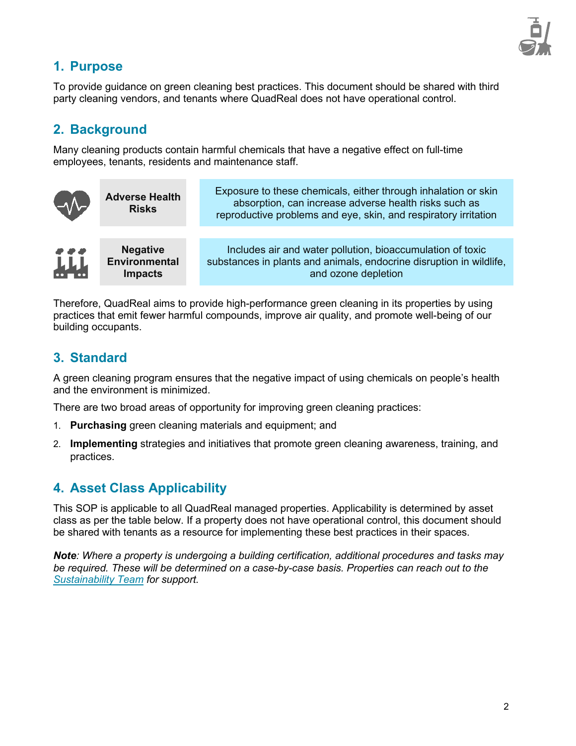## 1. Purpose

To provide guidance on green cleaning best practices. This document should be shared with third party cleaning vendors, and tenants where QuadReal does not have operational control.

## 2. Background

Many cleaning products contain harmful chemicals that have a negative effect on full-time employees, tenants, residents and maintenance staff.

| | |
|---|---|
| **Adverse Health Risks** | Exposure to these chemicals, either through inhalation or skin absorption, can increase adverse health risks such as reproductive problems and eye, skin, and respiratory irritation |
| **Negative Environmental Impacts** | Includes air and water pollution, bioaccumulation of toxic substances in plants and animals, endocrine disruption in wildlife, and ozone depletion |

Therefore, QuadReal aims to provide high-performance green cleaning in its properties by using practices that emit fewer harmful compounds, improve air quality, and promote well-being of our building occupants.

## 3. Standard

A green cleaning program ensures that the negative impact of using chemicals on people's health and the environment is minimized.

There are two broad areas of opportunity for improving green cleaning practices:

1. **Purchasing** green cleaning materials and equipment; and
2. **Implementing** strategies and initiatives that promote green cleaning awareness, training, and practices.

## 4. Asset Class Applicability

This SOP is applicable to all QuadReal managed properties. Applicability is determined by asset class as per the table below. If a property does not have operational control, this document should be shared with tenants as a resource for implementing these best practices in their spaces.

***Note**: Where a property is undergoing a building certification, additional procedures and tasks may be required. These will be determined on a case-by-case basis. Properties can reach out to the Sustainability Team for support.*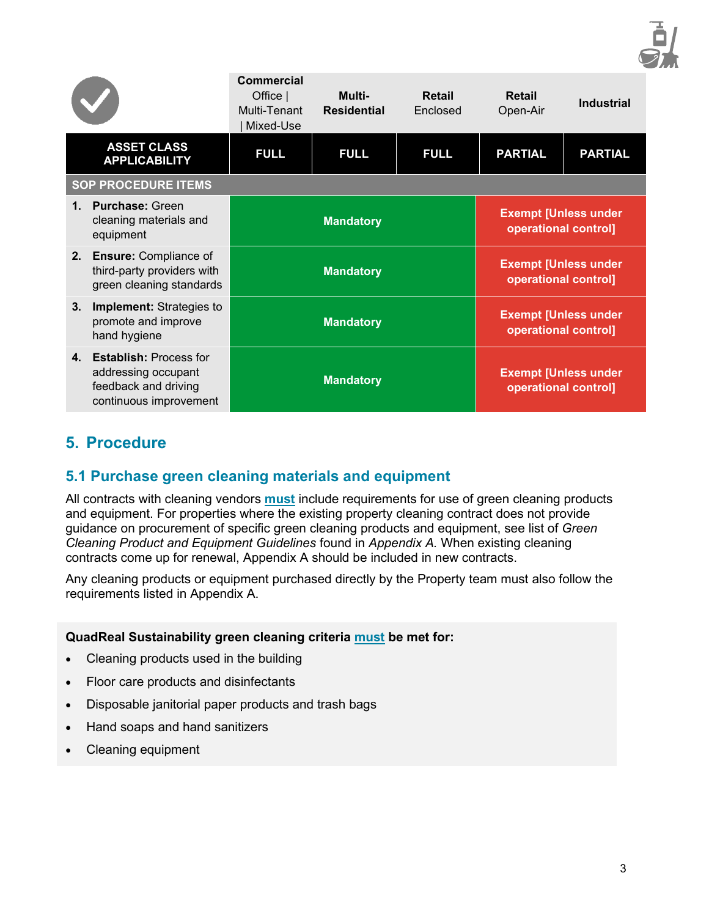| | Commercial Office \| Multi-Tenant \| Mixed-Use | Multi-Residential | Retail Enclosed | Retail Open-Air | Industrial |
|---|---|---|---|---|---|
| **ASSET CLASS APPLICABILITY** | **FULL** | **FULL** | **FULL** | **PARTIAL** | **PARTIAL** |
| **SOP PROCEDURE ITEMS** | | | | | |
| **1. Purchase:** Green cleaning materials and equipment | Mandatory | Mandatory | Mandatory | Exempt [Unless under operational control] | Exempt [Unless under operational control] |
| **2. Ensure:** Compliance of third-party providers with green cleaning standards | Mandatory | Mandatory | Mandatory | Exempt [Unless under operational control] | Exempt [Unless under operational control] |
| **3. Implement:** Strategies to promote and improve hand hygiene | Mandatory | Mandatory | Mandatory | Exempt [Unless under operational control] | Exempt [Unless under operational control] |
| **4. Establish:** Process for addressing occupant feedback and driving continuous improvement | Mandatory | Mandatory | Mandatory | Exempt [Unless under operational control] | Exempt [Unless under operational control] |

## 5. Procedure

### 5.1 Purchase green cleaning materials and equipment

All contracts with cleaning vendors **must** include requirements for use of green cleaning products and equipment. For properties where the existing property cleaning contract does not provide guidance on procurement of specific green cleaning products and equipment, see list of *Green Cleaning Product and Equipment Guidelines* found in *Appendix A.* When existing cleaning contracts come up for renewal, Appendix A should be included in new contracts.

Any cleaning products or equipment purchased directly by the Property team must also follow the requirements listed in Appendix A.

**QuadReal Sustainability green cleaning criteria must be met for:**

- Cleaning products used in the building
- Floor care products and disinfectants
- Disposable janitorial paper products and trash bags
- Hand soaps and hand sanitizers
- Cleaning equipment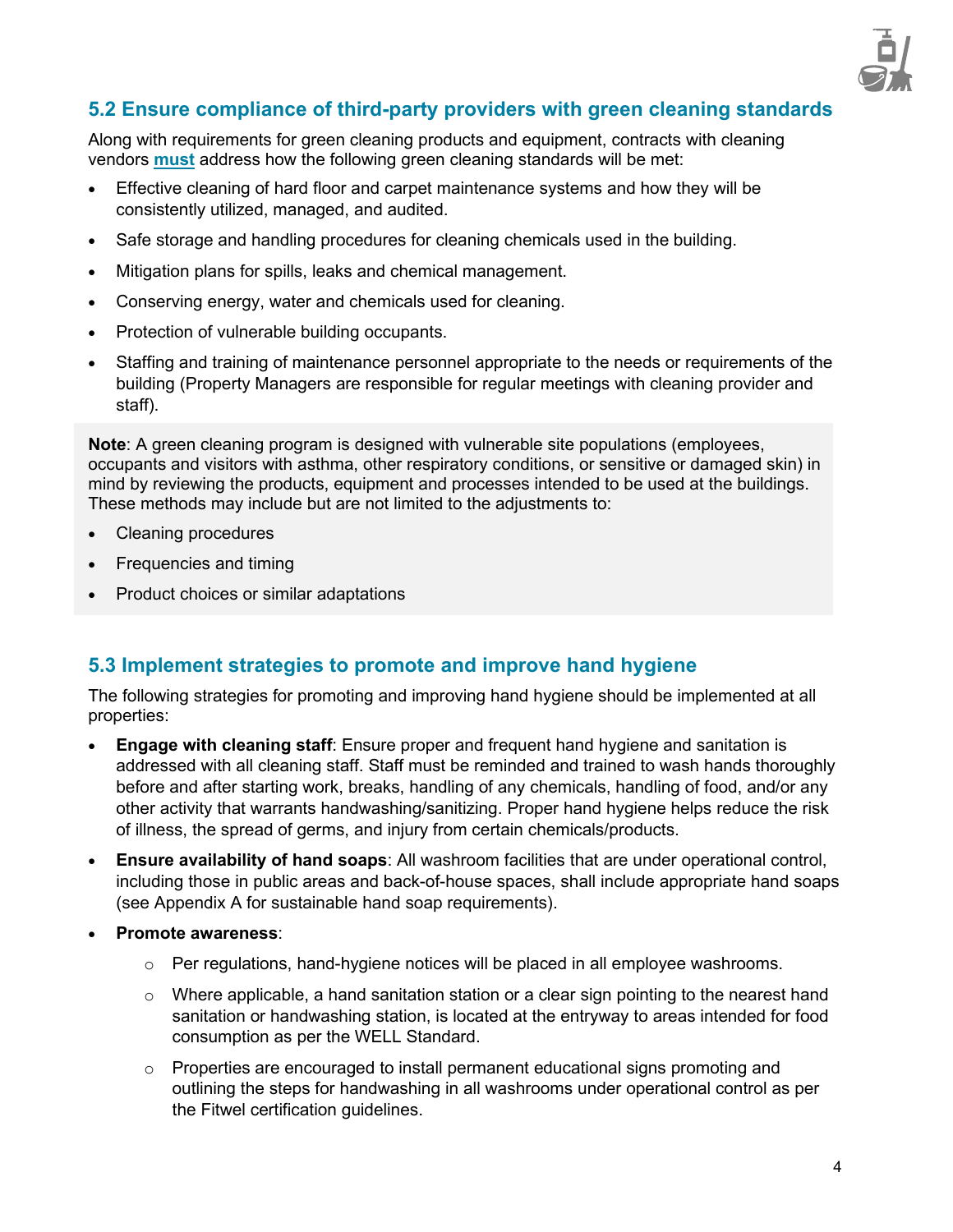## 5.2 Ensure compliance of third-party providers with green cleaning standards

Along with requirements for green cleaning products and equipment, contracts with cleaning vendors **must** address how the following green cleaning standards will be met:

- Effective cleaning of hard floor and carpet maintenance systems and how they will be consistently utilized, managed, and audited.
- Safe storage and handling procedures for cleaning chemicals used in the building.
- Mitigation plans for spills, leaks and chemical management.
- Conserving energy, water and chemicals used for cleaning.
- Protection of vulnerable building occupants.
- Staffing and training of maintenance personnel appropriate to the needs or requirements of the building (Property Managers are responsible for regular meetings with cleaning provider and staff).

**Note**: A green cleaning program is designed with vulnerable site populations (employees, occupants and visitors with asthma, other respiratory conditions, or sensitive or damaged skin) in mind by reviewing the products, equipment and processes intended to be used at the buildings. These methods may include but are not limited to the adjustments to:

- Cleaning procedures
- Frequencies and timing
- Product choices or similar adaptations

## 5.3 Implement strategies to promote and improve hand hygiene

The following strategies for promoting and improving hand hygiene should be implemented at all properties:

- **Engage with cleaning staff**: Ensure proper and frequent hand hygiene and sanitation is addressed with all cleaning staff. Staff must be reminded and trained to wash hands thoroughly before and after starting work, breaks, handling of any chemicals, handling of food, and/or any other activity that warrants handwashing/sanitizing. Proper hand hygiene helps reduce the risk of illness, the spread of germs, and injury from certain chemicals/products.
- **Ensure availability of hand soaps**: All washroom facilities that are under operational control, including those in public areas and back-of-house spaces, shall include appropriate hand soaps (see Appendix A for sustainable hand soap requirements).
- **Promote awareness**:
  - Per regulations, hand-hygiene notices will be placed in all employee washrooms.
  - Where applicable, a hand sanitation station or a clear sign pointing to the nearest hand sanitation or handwashing station, is located at the entryway to areas intended for food consumption as per the WELL Standard.
  - Properties are encouraged to install permanent educational signs promoting and outlining the steps for handwashing in all washrooms under operational control as per the Fitwel certification guidelines.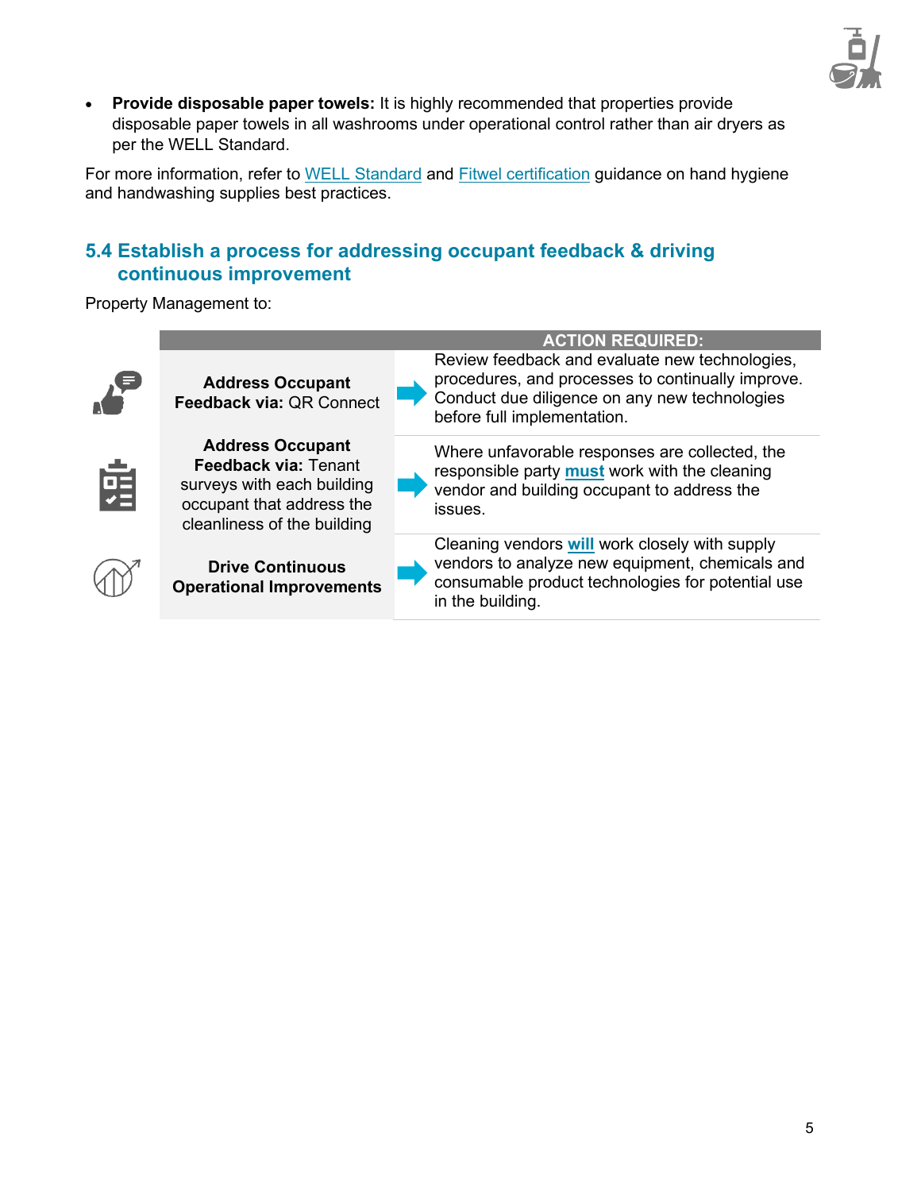- **Provide disposable paper towels:** It is highly recommended that properties provide disposable paper towels in all washrooms under operational control rather than air dryers as per the WELL Standard.

For more information, refer to [WELL Standard]() and [Fitwel certification]() guidance on hand hygiene and handwashing supplies best practices.

## 5.4 Establish a process for addressing occupant feedback & driving continuous improvement

Property Management to:

| | ACTION REQUIRED: |
|---|---|
| **Address Occupant Feedback via:** QR Connect | Review feedback and evaluate new technologies, procedures, and processes to continually improve. Conduct due diligence on any new technologies before full implementation. |
| **Address Occupant Feedback via:** Tenant surveys with each building occupant that address the cleanliness of the building | Where unfavorable responses are collected, the responsible party **must** work with the cleaning vendor and building occupant to address the issues. |
| **Drive Continuous Operational Improvements** | Cleaning vendors **will** work closely with supply vendors to analyze new equipment, chemicals and consumable product technologies for potential use in the building. |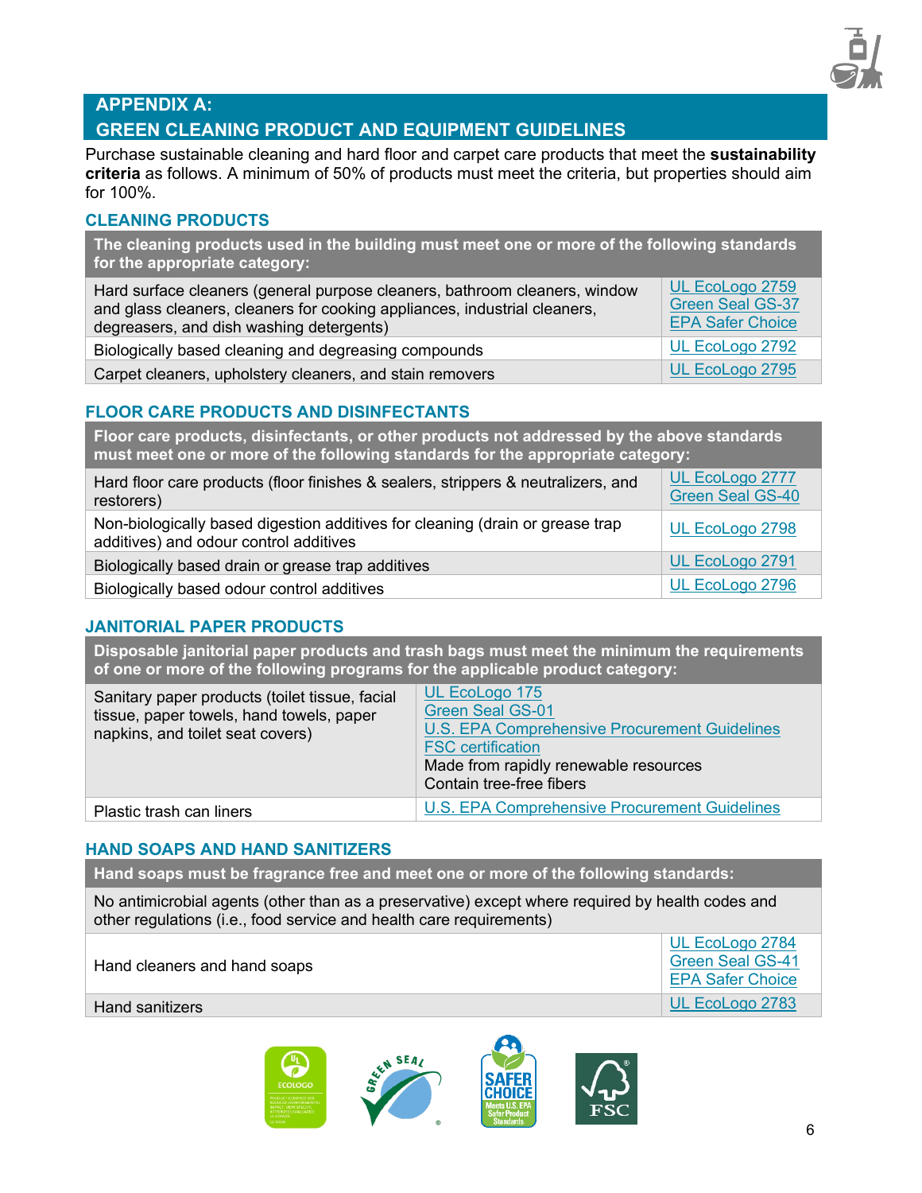## APPENDIX A:
## GREEN CLEANING PRODUCT AND EQUIPMENT GUIDELINES

Purchase sustainable cleaning and hard floor and carpet care products that meet the **sustainability criteria** as follows. A minimum of 50% of products must meet the criteria, but properties should aim for 100%.

### CLEANING PRODUCTS

| The cleaning products used in the building must meet one or more of the following standards for the appropriate category: | |
|---|---|
| Hard surface cleaners (general purpose cleaners, bathroom cleaners, window and glass cleaners, cleaners for cooking appliances, industrial cleaners, degreasers, and dish washing detergents) | UL EcoLogo 2759<br>Green Seal GS-37<br>EPA Safer Choice |
| Biologically based cleaning and degreasing compounds | UL EcoLogo 2792 |
| Carpet cleaners, upholstery cleaners, and stain removers | UL EcoLogo 2795 |

### FLOOR CARE PRODUCTS AND DISINFECTANTS

| Floor care products, disinfectants, or other products not addressed by the above standards must meet one or more of the following standards for the appropriate category: | |
|---|---|
| Hard floor care products (floor finishes & sealers, strippers & neutralizers, and restorers) | UL EcoLogo 2777<br>Green Seal GS-40 |
| Non-biologically based digestion additives for cleaning (drain or grease trap additives) and odour control additives | UL EcoLogo 2798 |
| Biologically based drain or grease trap additives | UL EcoLogo 2791 |
| Biologically based odour control additives | UL EcoLogo 2796 |

### JANITORIAL PAPER PRODUCTS

| Disposable janitorial paper products and trash bags must meet the minimum the requirements of one or more of the following programs for the applicable product category: | |
|---|---|
| Sanitary paper products (toilet tissue, facial tissue, paper towels, hand towels, paper napkins, and toilet seat covers) | UL EcoLogo 175<br>Green Seal GS-01<br>U.S. EPA Comprehensive Procurement Guidelines<br>FSC certification<br>Made from rapidly renewable resources<br>Contain tree-free fibers |
| Plastic trash can liners | U.S. EPA Comprehensive Procurement Guidelines |

### HAND SOAPS AND HAND SANITIZERS

| Hand soaps must be fragrance free and meet one or more of the following standards: | |
|---|---|
| No antimicrobial agents (other than as a preservative) except where required by health codes and other regulations (i.e., food service and health care requirements) | |
| Hand cleaners and hand soaps | UL EcoLogo 2784<br>Green Seal GS-41<br>EPA Safer Choice |
| Hand sanitizers | UL EcoLogo 2783 |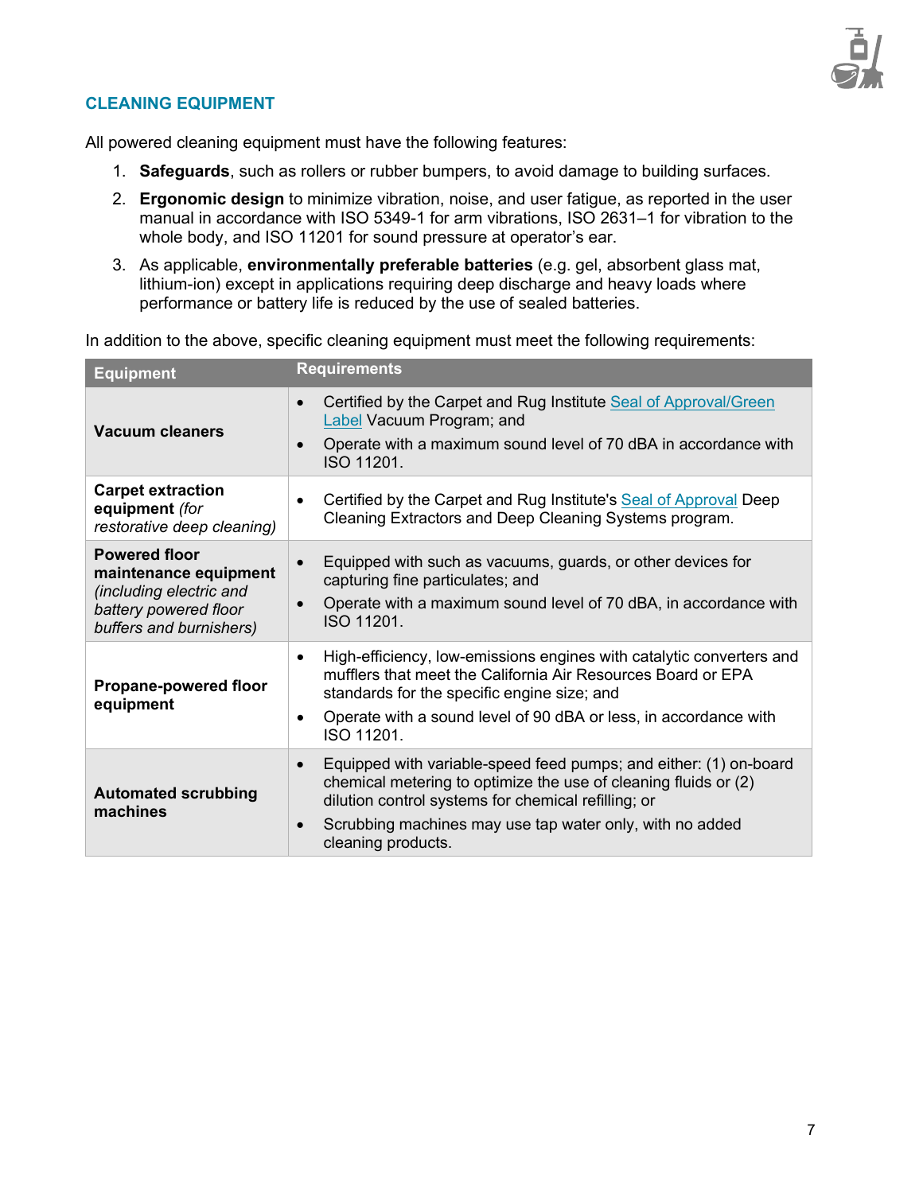## CLEANING EQUIPMENT

All powered cleaning equipment must have the following features:

1. **Safeguards**, such as rollers or rubber bumpers, to avoid damage to building surfaces.
2. **Ergonomic design** to minimize vibration, noise, and user fatigue, as reported in the user manual in accordance with ISO 5349-1 for arm vibrations, ISO 2631–1 for vibration to the whole body, and ISO 11201 for sound pressure at operator's ear.
3. As applicable, **environmentally preferable batteries** (e.g. gel, absorbent glass mat, lithium-ion) except in applications requiring deep discharge and heavy loads where performance or battery life is reduced by the use of sealed batteries.

In addition to the above, specific cleaning equipment must meet the following requirements:

| Equipment | Requirements |
| --- | --- |
| **Vacuum cleaners** | • Certified by the Carpet and Rug Institute Seal of Approval/Green Label Vacuum Program; and<br>• Operate with a maximum sound level of 70 dBA in accordance with ISO 11201. |
| **Carpet extraction equipment** *(for restorative deep cleaning)* | • Certified by the Carpet and Rug Institute's Seal of Approval Deep Cleaning Extractors and Deep Cleaning Systems program. |
| **Powered floor maintenance equipment** *(including electric and battery powered floor buffers and burnishers)* | • Equipped with such as vacuums, guards, or other devices for capturing fine particulates; and<br>• Operate with a maximum sound level of 70 dBA, in accordance with ISO 11201. |
| **Propane-powered floor equipment** | • High-efficiency, low-emissions engines with catalytic converters and mufflers that meet the California Air Resources Board or EPA standards for the specific engine size; and<br>• Operate with a sound level of 90 dBA or less, in accordance with ISO 11201. |
| **Automated scrubbing machines** | • Equipped with variable-speed feed pumps; and either: (1) on-board chemical metering to optimize the use of cleaning fluids or (2) dilution control systems for chemical refilling; or<br>• Scrubbing machines may use tap water only, with no added cleaning products. |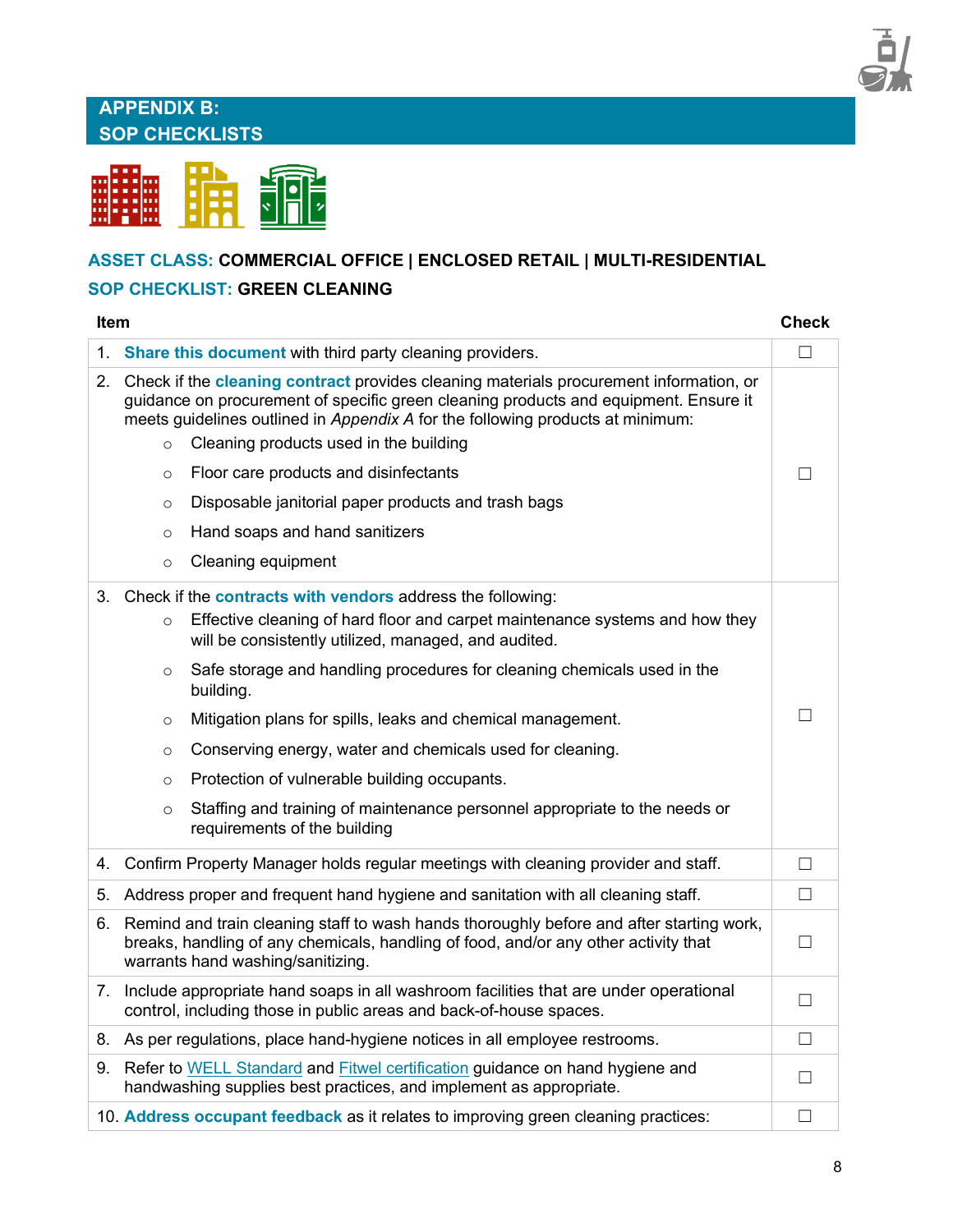## APPENDIX B: SOP CHECKLISTS

**ASSET CLASS: COMMERCIAL OFFICE | ENCLOSED RETAIL | MULTI-RESIDENTIAL**

**SOP CHECKLIST: GREEN CLEANING**

| Item | Check |
|---|---|
| 1. **Share this document** with third party cleaning providers. | ☐ |
| 2. Check if the **cleaning contract** provides cleaning materials procurement information, or guidance on procurement of specific green cleaning products and equipment. Ensure it meets guidelines outlined in *Appendix A* for the following products at minimum: <br>○ Cleaning products used in the building <br>○ Floor care products and disinfectants <br>○ Disposable janitorial paper products and trash bags <br>○ Hand soaps and hand sanitizers <br>○ Cleaning equipment | ☐ |
| 3. Check if the **contracts with vendors** address the following: <br>○ Effective cleaning of hard floor and carpet maintenance systems and how they will be consistently utilized, managed, and audited. <br>○ Safe storage and handling procedures for cleaning chemicals used in the building. <br>○ Mitigation plans for spills, leaks and chemical management. <br>○ Conserving energy, water and chemicals used for cleaning. <br>○ Protection of vulnerable building occupants. <br>○ Staffing and training of maintenance personnel appropriate to the needs or requirements of the building | ☐ |
| 4. Confirm Property Manager holds regular meetings with cleaning provider and staff. | ☐ |
| 5. Address proper and frequent hand hygiene and sanitation with all cleaning staff. | ☐ |
| 6. Remind and train cleaning staff to wash hands thoroughly before and after starting work, breaks, handling of any chemicals, handling of food, and/or any other activity that warrants hand washing/sanitizing. | ☐ |
| 7. Include appropriate hand soaps in all washroom facilities that are under operational control, including those in public areas and back-of-house spaces. | ☐ |
| 8. As per regulations, place hand-hygiene notices in all employee restrooms. | ☐ |
| 9. Refer to WELL Standard and Fitwel certification guidance on hand hygiene and handwashing supplies best practices, and implement as appropriate. | ☐ |
| 10. **Address occupant feedback** as it relates to improving green cleaning practices: | ☐ |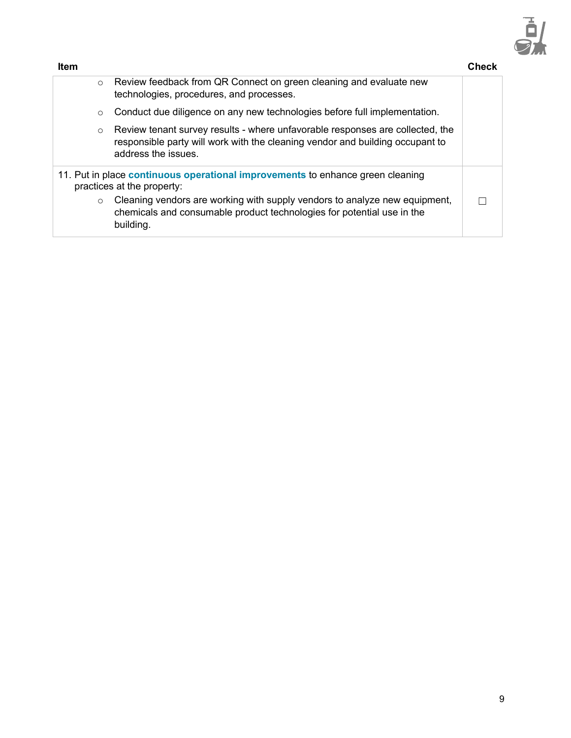| Item | Check |
|---|---|
| ○ Review feedback from QR Connect on green cleaning and evaluate new technologies, procedures, and processes.<br>○ Conduct due diligence on any new technologies before full implementation.<br>○ Review tenant survey results - where unfavorable responses are collected, the responsible party will work with the cleaning vendor and building occupant to address the issues. | |
| 11. Put in place **continuous operational improvements** to enhance green cleaning practices at the property:<br>○ Cleaning vendors are working with supply vendors to analyze new equipment, chemicals and consumable product technologies for potential use in the building. | ☐ |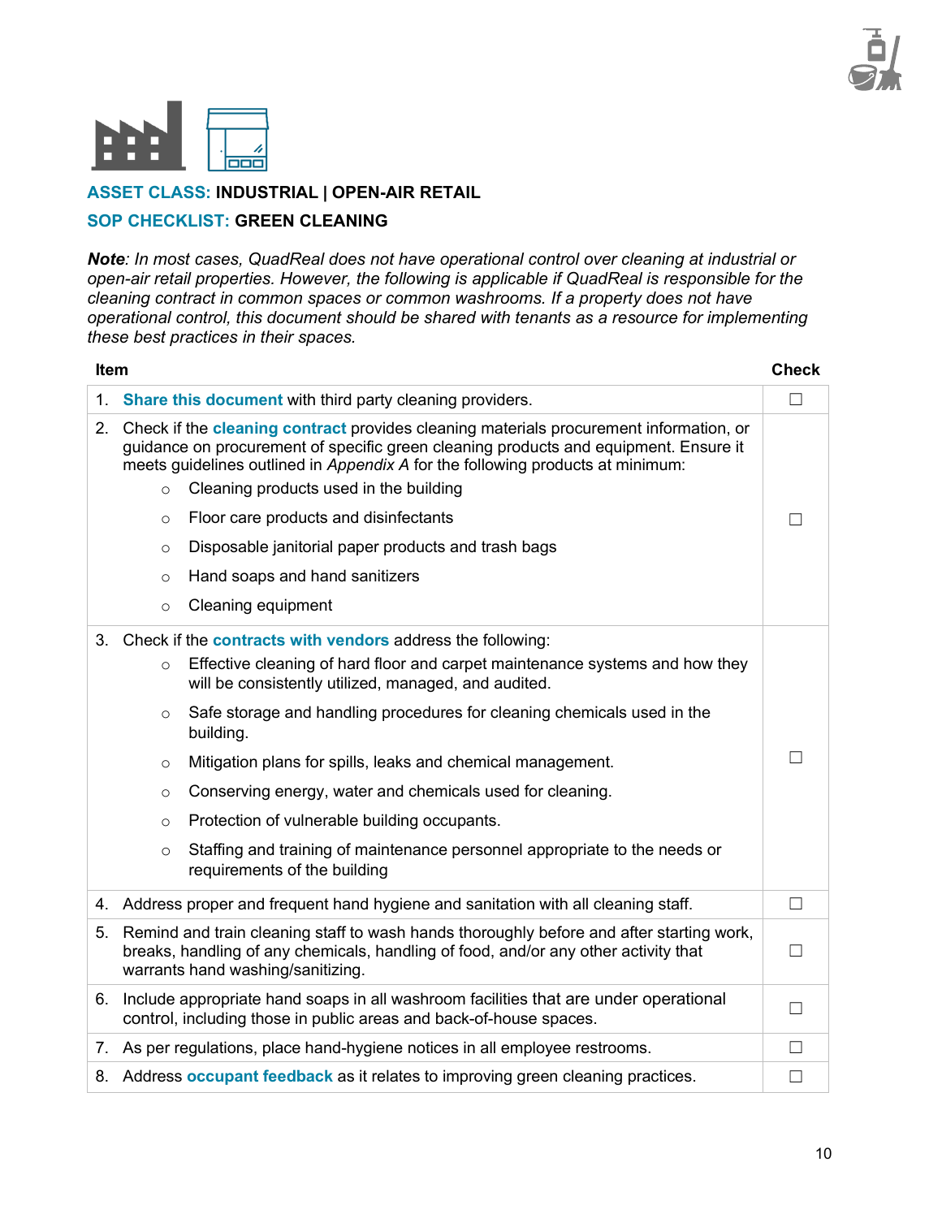**ASSET CLASS: INDUSTRIAL | OPEN-AIR RETAIL**

**SOP CHECKLIST: GREEN CLEANING**

***Note**: In most cases, QuadReal does not have operational control over cleaning at industrial or open-air retail properties. However, the following is applicable if QuadReal is responsible for the cleaning contract in common spaces or common washrooms. If a property does not have operational control, this document should be shared with tenants as a resource for implementing these best practices in their spaces.*

| Item | Check |
|---|---|
| 1. **Share this document** with third party cleaning providers. | ☐ |
| 2. Check if the **cleaning contract** provides cleaning materials procurement information, or guidance on procurement of specific green cleaning products and equipment. Ensure it meets guidelines outlined in *Appendix A* for the following products at minimum:<br>○ Cleaning products used in the building<br>○ Floor care products and disinfectants<br>○ Disposable janitorial paper products and trash bags<br>○ Hand soaps and hand sanitizers<br>○ Cleaning equipment | ☐ |
| 3. Check if the **contracts with vendors** address the following:<br>○ Effective cleaning of hard floor and carpet maintenance systems and how they will be consistently utilized, managed, and audited.<br>○ Safe storage and handling procedures for cleaning chemicals used in the building.<br>○ Mitigation plans for spills, leaks and chemical management.<br>○ Conserving energy, water and chemicals used for cleaning.<br>○ Protection of vulnerable building occupants.<br>○ Staffing and training of maintenance personnel appropriate to the needs or requirements of the building | ☐ |
| 4. Address proper and frequent hand hygiene and sanitation with all cleaning staff. | ☐ |
| 5. Remind and train cleaning staff to wash hands thoroughly before and after starting work, breaks, handling of any chemicals, handling of food, and/or any other activity that warrants hand washing/sanitizing. | ☐ |
| 6. Include appropriate hand soaps in all washroom facilities that are under operational control, including those in public areas and back-of-house spaces. | ☐ |
| 7. As per regulations, place hand-hygiene notices in all employee restrooms. | ☐ |
| 8. Address **occupant feedback** as it relates to improving green cleaning practices. | ☐ |